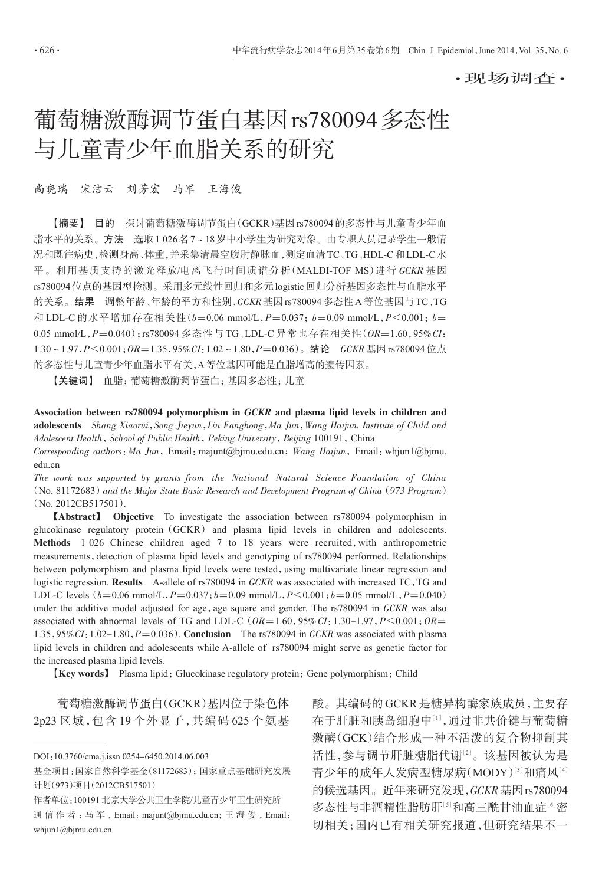·现场调查·

# 葡萄糖激酶调节蛋白基因rs780094多态性与儿童青少年血脂关系的研究

尚晓瑞　宋洁云　刘芳宏　马军　王海俊

【**摘要**】 **目的** 探讨葡萄糖激酶调节蛋白(GCKR)基因rs780094的多态性与儿童青少年血脂水平的关系。**方法** 选取1 026名7～18岁中小学生为研究对象。由专职人员记录学生一般情况和既往病史,检测身高、体重,并采集清晨空腹肘静脉血,测定血清TC、TG、HDL-C和LDL-C水平。利用基质支持的激光释放/电离飞行时间质谱分析(MALDI-TOF MS)进行*GCKR*基因rs780094位点的基因型检测。采用多元线性回归和多元logistic回归分析基因多态性与血脂水平的关系。**结果** 调整年龄、年龄的平方和性别,*GCKR*基因rs780094多态性A等位基因与TC、TG和LDL-C的水平增加存在相关性($b$=0.06 mmol/L,$P$=0.037;$b$=0.09 mmol/L,$P$<0.001;$b$=0.05 mmol/L,$P$=0.040);rs780094多态性与TG、LDL-C异常也存在相关性($OR$=1.60,95%$CI$:1.30～1.97,$P$<0.001;$OR$=1.35,95%$CI$:1.02～1.80,$P$=0.036)。**结论** *GCKR*基因rs780094位点的多态性与儿童青少年血脂水平有关,A等位基因可能是血脂增高的遗传因素。

【**关键词**】 血脂;葡萄糖激酶调节蛋白;基因多态性;儿童

**Association between rs780094 polymorphism in *GCKR* and plasma lipid levels in children and adolescents** *Shang Xiaorui, Song Jieyun, Liu Fanghong, Ma Jun, Wang Haijun. Institute of Child and Adolescent Health, School of Public Health, Peking University, Beijing* 100191, China

*Corresponding authors: Ma Jun*, Email: majunt@bjmu.edu.cn; *Wang Haijun*, Email: whjun1@bjmu.edu.cn

*The work was supported by grants from the National Natural Science Foundation of China* (No. 81172683) *and the Major State Basic Research and Development Program of China* (*973 Program*) (No. 2012CB517501).

【**Abstract**】 **Objective** To investigate the association between rs780094 polymorphism in glucokinase regulatory protein (GCKR) and plasma lipid levels in children and adolescents. **Methods** 1 026 Chinese children aged 7 to 18 years were recruited, with anthropometric measurements, detection of plasma lipid levels and genotyping of rs780094 performed. Relationships between polymorphism and plasma lipid levels were tested, using multivariate linear regression and logistic regression. **Results** A-allele of rs780094 in *GCKR* was associated with increased TC, TG and LDL-C levels ($b$=0.06 mmol/L, $P$=0.037; $b$=0.09 mmol/L, $P$<0.001; $b$=0.05 mmol/L, $P$=0.040) under the additive model adjusted for age, age square and gender. The rs780094 in *GCKR* was also associated with abnormal levels of TG and LDL-C ($OR$=1.60, 95%$CI$: 1.30–1.97, $P$<0.001; $OR$=1.35, 95%$CI$: 1.02–1.80, $P$=0.036). **Conclusion** The rs780094 in *GCKR* was associated with plasma lipid levels in children and adolescents while A-allele of rs780094 might serve as genetic factor for the increased plasma lipid levels.

【**Key words**】 Plasma lipid; Glucokinase regulatory protein; Gene polymorphism; Child

葡萄糖激酶调节蛋白(GCKR)基因位于染色体2p23区域,包含19个外显子,共编码625个氨基酸。其编码的GCKR是糖异构酶家族成员,主要存在于肝脏和胰岛细胞中[1],通过非共价键与葡萄糖激酶(GCK)结合形成一种不活泼的复合物抑制其活性,参与调节肝脏糖脂代谢[2]。该基因被认为是青少年的成年人发病型糖尿病(MODY)[3]和痛风[4]的候选基因。近年来研究发现,*GCKR*基因rs780094多态性与非酒精性脂肪肝[5]和高三酰甘油血症[6]密切相关;国内已有相关研究报道,但研究结果不一

DOI:10.3760/cma.j.issn.0254-6450.2014.06.003

基金项目:国家自然科学基金(81172683);国家重点基础研究发展计划(973)项目(2012CB517501)

作者单位:100191 北京大学公共卫生学院/儿童青少年卫生研究所

通信作者:马军,Email:majunt@bjmu.edu.cn;王海俊,Email:whjun1@bjmu.edu.cn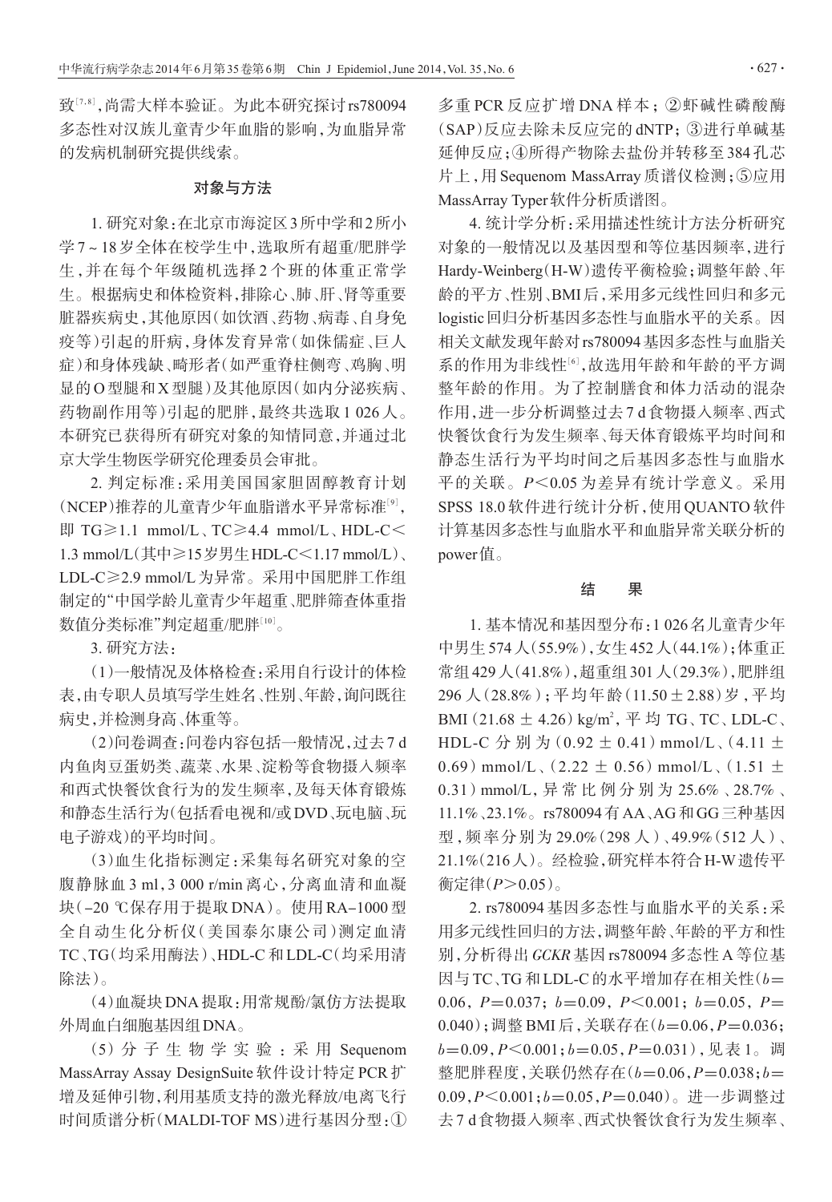致[7,8]，尚需大样本验证。为此本研究探讨rs780094多态性对汉族儿童青少年血脂的影响，为血脂异常的发病机制研究提供线索。

## 对象与方法

1. 研究对象：在北京市海淀区3所中学和2所小学7～18岁全体在校学生中，选取所有超重/肥胖学生，并在每个年级随机选择2个班的体重正常学生。根据病史和体检资料，排除心、肺、肝、肾等重要脏器疾病史，其他原因（如饮酒、药物、病毒、自身免疫等）引起的肝病，身体发育异常（如侏儒症、巨人症）和身体残缺、畸形者（如严重脊柱侧弯、鸡胸、明显的O型腿和X型腿）及其他原因（如内分泌疾病、药物副作用等）引起的肥胖，最终共选取1 026人。本研究已获得所有研究对象的知情同意，并通过北京大学生物医学研究伦理委员会审批。

2. 判定标准：采用美国国家胆固醇教育计划（NCEP）推荐的儿童青少年血脂谱水平异常标准[9]，即TG≥1.1 mmol/L、TC≥4.4 mmol/L、HDL-C＜1.3 mmol/L（其中≥15岁男生HDL-C＜1.17 mmol/L）、LDL-C≥2.9 mmol/L为异常。采用中国肥胖工作组制定的"中国学龄儿童青少年超重、肥胖筛查体重指数值分类标准"判定超重/肥胖[10]。

3. 研究方法：

（1）一般情况及体格检查：采用自行设计的体检表，由专职人员填写学生姓名、性别、年龄，询问既往病史，并检测身高、体重等。

（2）问卷调查：问卷内容包括一般情况，过去7 d内鱼肉豆蛋奶类、蔬菜、水果、淀粉等食物摄入频率和西式快餐饮食行为的发生频率，及每天体育锻炼和静态生活行为（包括看电视和/或DVD、玩电脑、玩电子游戏）的平均时间。

（3）血生化指标测定：采集每名研究对象的空腹静脉血3 ml，3 000 r/min离心，分离血清和血凝块（-20 ℃保存用于提取DNA）。使用RA-1000型全自动生化分析仪（美国泰尔康公司）测定血清TC、TG（均采用酶法）、HDL-C和LDL-C（均采用清除法）。

（4）血凝块DNA提取：用常规酚/氯仿方法提取外周血白细胞基因组DNA。

（5）分子生物学实验：采用Sequenom MassArray Assay DesignSuite软件设计特定PCR扩增及延伸引物，利用基质支持的激光释放/电离飞行时间质谱分析（MALDI-TOF MS）进行基因分型：①多重PCR反应扩增DNA样本；②虾碱性磷酸酶（SAP）反应去除未反应完的dNTP；③进行单碱基延伸反应；④所得产物除去盐份并转移至384孔芯片上，用Sequenom MassArray质谱仪检测；⑤应用MassArray Typer软件分析质谱图。

4. 统计学分析：采用描述性统计方法分析研究对象的一般情况以及基因型和等位基因频率，进行Hardy-Weinberg（H-W）遗传平衡检验；调整年龄、年龄的平方、性别、BMI后，采用多元线性回归和多元logistic回归分析基因多态性与血脂水平的关系。因相关文献发现年龄对rs780094基因多态性与血脂关系的作用为非线性[6]，故选用年龄和年龄的平方调整年龄的作用。为了控制膳食和体力活动的混杂作用，进一步分析调整过去7 d食物摄入频率、西式快餐饮食行为发生频率、每天体育锻炼平均时间和静态生活行为平均时间之后基因多态性与血脂水平的关联。$P<0.05$为差异有统计学意义。采用SPSS 18.0软件进行统计分析，使用QUANTO软件计算基因多态性与血脂水平和血脂异常关联分析的power值。

## 结　果

1. 基本情况和基因型分布：1 026名儿童青少年中男生574人（55.9%），女生452人（44.1%）；体重正常组429人（41.8%），超重组301人（29.3%），肥胖组296人（28.8%）；平均年龄（11.50±2.88）岁，平均BMI（21.68±4.26）$kg/m^2$，平均TG、TC、LDL-C、HDL-C分别为（0.92±0.41）mmol/L、（4.11±0.69）mmol/L、（2.22±0.56）mmol/L、（1.51±0.31）mmol/L，异常比例分别为25.6%、28.7%、11.1%、23.1%。rs780094有AA、AG和GG三种基因型，频率分别为29.0%（298人）、49.9%（512人）、21.1%（216人）。经检验，研究样本符合H-W遗传平衡定律（$P>0.05$）。

2. rs780094基因多态性与血脂水平的关系：采用多元线性回归的方法，调整年龄、年龄的平方和性别，分析得出*GCKR*基因rs780094多态性A等位基因与TC、TG和LDL-C的水平增加存在相关性（$b=0.06$，$P=0.037$；$b=0.09$，$P<0.001$；$b=0.05$，$P=0.040$）；调整BMI后，关联存在（$b=0.06$，$P=0.036$；$b=0.09$，$P<0.001$；$b=0.05$，$P=0.031$），见表1。调整肥胖程度，关联仍然存在（$b=0.06$，$P=0.038$；$b=0.09$，$P<0.001$；$b=0.05$，$P=0.040$）。进一步调整过去7 d食物摄入频率、西式快餐饮食行为发生频率、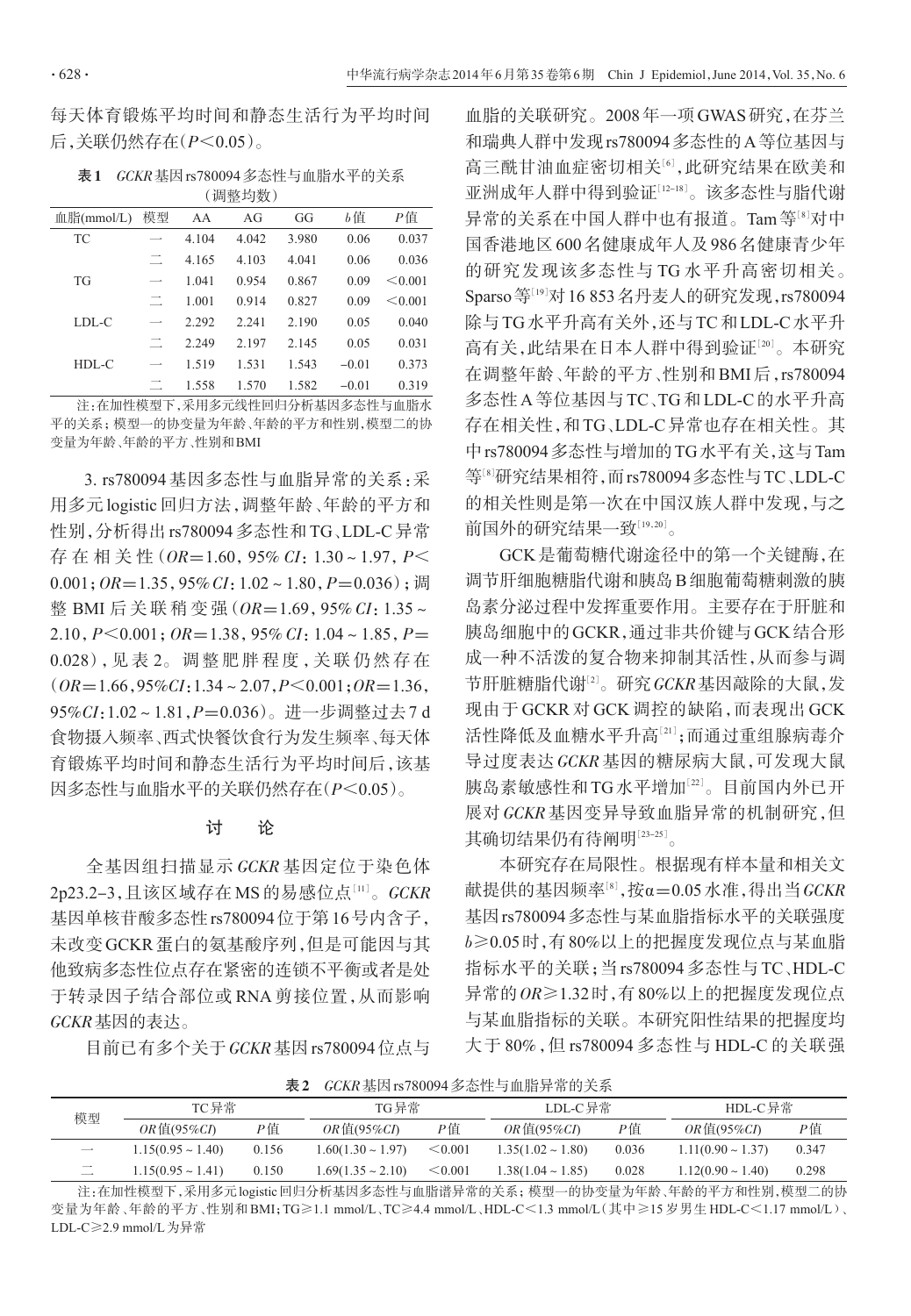每天体育锻炼平均时间和静态生活行为平均时间后，关联仍然存在($P<0.05$)。

**表1** *GCKR* 基因rs780094多态性与血脂水平的关系(调整均数)

| 血脂(mmol/L) | 模型 | AA | AG | GG | $b$值 | $P$值 |
|---|---|---|---|---|---|---|
| TC | 一 | 4.104 | 4.042 | 3.980 | 0.06 | 0.037 |
| | 二 | 4.165 | 4.103 | 4.041 | 0.06 | 0.036 |
| TG | 一 | 1.041 | 0.954 | 0.867 | 0.09 | <0.001 |
| | 二 | 1.001 | 0.914 | 0.827 | 0.09 | <0.001 |
| LDL-C | 一 | 2.292 | 2.241 | 2.190 | 0.05 | 0.040 |
| | 二 | 2.249 | 2.197 | 2.145 | 0.05 | 0.031 |
| HDL-C | 一 | 1.519 | 1.531 | 1.543 | −0.01 | 0.373 |
| | 二 | 1.558 | 1.570 | 1.582 | −0.01 | 0.319 |

注：在加性模型下，采用多元线性回归分析基因多态性与血脂水平的关系；模型一的协变量为年龄、年龄的平方和性别，模型二的协变量为年龄、年龄的平方、性别和BMI

3. rs780094基因多态性与血脂异常的关系：采用多元logistic回归方法，调整年龄、年龄的平方和性别，分析得出rs780094多态性和TG、LDL-C异常存在相关性($OR$=1.60，95% $CI$：1.30～1.97，$P$<0.001；$OR$=1.35，95% $CI$：1.02～1.80，$P$=0.036)；调整BMI后关联稍变强($OR$=1.69，95% $CI$：1.35～2.10，$P$<0.001；$OR$=1.38，95% $CI$：1.04～1.85，$P$=0.028)，见表2。调整肥胖程度，关联仍然存在($OR$=1.66，95%$CI$：1.34～2.07，$P$<0.001；$OR$=1.36，95%$CI$：1.02～1.81，$P$=0.036)。进一步调整过去7 d食物摄入频率、西式快餐饮食行为发生频率、每天体育锻炼平均时间和静态生活行为平均时间后，该基因多态性与血脂水平的关联仍然存在($P<0.05$)。

## 讨　论

全基因组扫描显示*GCKR*基因定位于染色体2p23.2-3，且该区域存在MS的易感位点[11]。*GCKR*基因单核苷酸多态性rs780094位于第16号内含子，未改变GCKR蛋白的氨基酸序列，但是可能因与其他致病多态性位点存在紧密的连锁不平衡或者是处于转录因子结合部位或RNA剪接位置，从而影响*GCKR*基因的表达。

目前已有多个关于*GCKR*基因rs780094位点与血脂的关联研究。2008年一项GWAS研究，在芬兰和瑞典人群中发现rs780094多态性的A等位基因与高三酰甘油血症密切相关[6]，此研究结果在欧美和亚洲成年人群中得到验证[12-18]。该多态性与脂代谢异常的关系在中国人群中也有报道。Tam等[8]对中国香港地区600名健康成年人及986名健康青少年的研究发现该多态性与TG水平升高密切相关。Sparso等[19]对16 853名丹麦人的研究发现，rs780094除与TG水平升高有关外，还与TC和LDL-C水平升高有关，此结果在日本人群中得到验证[20]。本研究在调整年龄、年龄的平方、性别和BMI后，rs780094多态性A等位基因与TC、TG和LDL-C的水平升高存在相关性，和TG、LDL-C异常也存在相关性。其中rs780094多态性与增加的TG水平有关，这与Tam等[8]研究结果相符，而rs780094多态性与TC、LDL-C的相关性则是第一次在中国汉族人群中发现，与之前国外的研究结果一致[19,20]。

GCK是葡萄糖代谢途径中的第一个关键酶，在调节肝细胞糖脂代谢和胰岛B细胞葡萄糖刺激的胰岛素分泌过程中发挥重要作用。主要存在于肝脏和胰岛细胞中的GCKR，通过非共价键与GCK结合形成一种不活泼的复合物来抑制其活性，从而参与调节肝脏糖脂代谢[2]。研究*GCKR*基因敲除的大鼠，发现由于GCKR对GCK调控的缺陷，而表现出GCK活性降低及血糖水平升高[21]；而通过重组腺病毒介导过度表达*GCKR*基因的糖尿病大鼠，可发现大鼠胰岛素敏感性和TG水平增加[22]。目前国内外已开展对*GCKR*基因变异导致血脂异常的机制研究，但其确切结果仍有待阐明[23-25]。

本研究存在局限性。根据现有样本量和相关文献提供的基因频率[8]，按α=0.05水准，得出当*GCKR*基因rs780094多态性与某血脂指标水平的关联强度$b$≥0.05时，有80%以上的把握度发现位点与某血脂指标水平的关联；当rs780094多态性与TC、HDL-C异常的$OR$≥1.32时，有80%以上的把握度发现位点与某血脂指标的关联。本研究阳性结果的把握度均大于80%，但rs780094多态性与HDL-C的关联强

**表2** *GCKR*基因rs780094多态性与血脂异常的关系

| 模型 | TC异常 | | TG异常 | | LDL-C异常 | | HDL-C异常 | |
|---|---|---|---|---|---|---|---|---|
| | $OR$值(95%$CI$) | $P$值 | $OR$值(95%$CI$) | $P$值 | $OR$值(95%$CI$) | $P$值 | $OR$值(95%$CI$) | $P$值 |
| 一 | 1.15(0.95～1.40) | 0.156 | 1.60(1.30～1.97) | <0.001 | 1.35(1.02～1.80) | 0.036 | 1.11(0.90～1.37) | 0.347 |
| 二 | 1.15(0.95～1.41) | 0.150 | 1.69(1.35～2.10) | <0.001 | 1.38(1.04～1.85) | 0.028 | 1.12(0.90～1.40) | 0.298 |

注：在加性模型下，采用多元logistic回归分析基因多态性与血脂谱异常的关系；模型一的协变量为年龄、年龄的平方和性别，模型二的协变量为年龄、年龄的平方、性别和BMI；TG≥1.1 mmol/L、TC≥4.4 mmol/L、HDL-C<1.3 mmol/L(其中≥15岁男生HDL-C<1.17 mmol/L)、LDL-C≥2.9 mmol/L为异常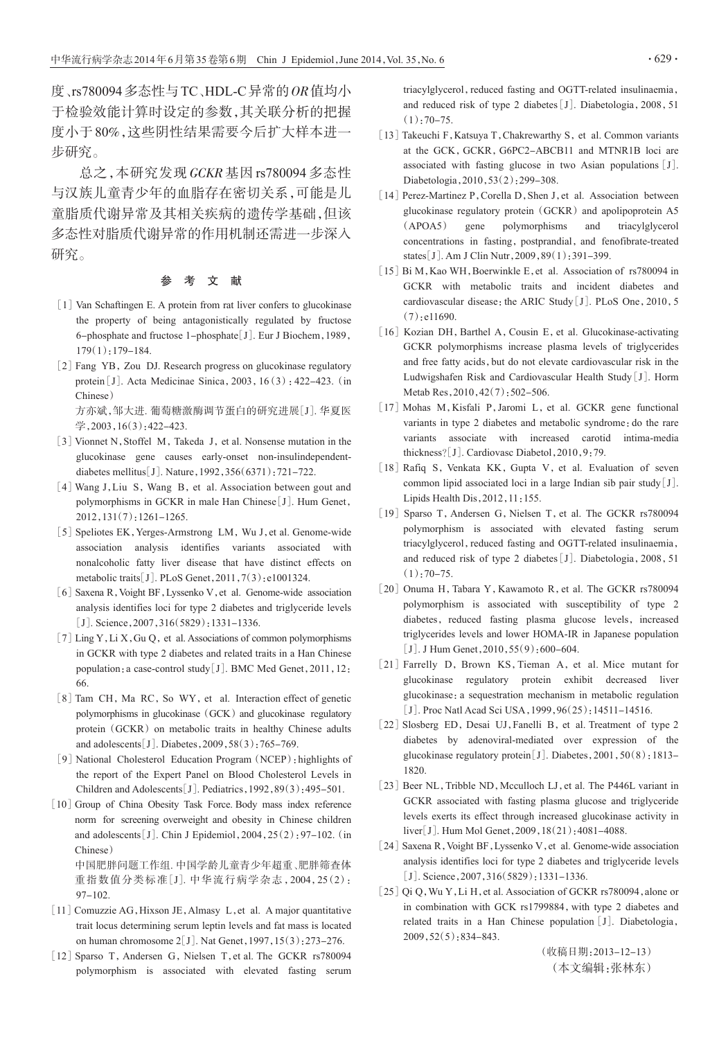度、rs780094多态性与TC、HDL-C异常的*OR*值均小于检验效能计算时设定的参数，其关联分析的把握度小于80%，这些阴性结果需要今后扩大样本进一步研究。

总之，本研究发现*GCKR*基因rs780094多态性与汉族儿童青少年的血脂存在密切关系，可能是儿童脂质代谢异常及其相关疾病的遗传学基础，但该多态性对脂质代谢异常的作用机制还需进一步深入研究。

## 参 考 文 献

[1] Van Schaftingen E. A protein from rat liver confers to glucokinase the property of being antagonistically regulated by fructose 6-phosphate and fructose 1-phosphate[J]. Eur J Biochem, 1989, 179(1):179-184.

[2] Fang YB, Zou DJ. Research progress on glucokinase regulatory protein[J]. Acta Medicinae Sinica, 2003, 16(3):422-423. (in Chinese)
方亦斌，邹大进. 葡萄糖激酶调节蛋白的研究进展[J]. 华夏医学，2003，16(3):422-423.

[3] Vionnet N, Stoffel M, Takeda J, et al. Nonsense mutation in the glucokinase gene causes early-onset non-insulindependent-diabetes mellitus[J]. Nature, 1992, 356(6371):721-722.

[4] Wang J, Liu S, Wang B, et al. Association between gout and polymorphisms in GCKR in male Han Chinese[J]. Hum Genet, 2012, 131(7):1261-1265.

[5] Speliotes EK, Yerges-Armstrong LM, Wu J, et al. Genome-wide association analysis identifies variants associated with nonalcoholic fatty liver disease that have distinct effects on metabolic traits[J]. PLoS Genet, 2011, 7(3):e1001324.

[6] Saxena R, Voight BF, Lyssenko V, et al. Genome-wide association analysis identifies loci for type 2 diabetes and triglyceride levels [J]. Science, 2007, 316(5829):1331-1336.

[7] Ling Y, Li X, Gu Q, et al. Associations of common polymorphisms in GCKR with type 2 diabetes and related traits in a Han Chinese population: a case-control study[J]. BMC Med Genet, 2011, 12:66.

[8] Tam CH, Ma RC, So WY, et al. Interaction effect of genetic polymorphisms in glucokinase (GCK) and glucokinase regulatory protein (GCKR) on metabolic traits in healthy Chinese adults and adolescents[J]. Diabetes, 2009, 58(3):765-769.

[9] National Cholesterol Education Program (NCEP): highlights of the report of the Expert Panel on Blood Cholesterol Levels in Children and Adolescents[J]. Pediatrics, 1992, 89(3):495-501.

[10] Group of China Obesity Task Force. Body mass index reference norm for screening overweight and obesity in Chinese children and adolescents[J]. Chin J Epidemiol, 2004, 25(2):97-102. (in Chinese)
中国肥胖问题工作组. 中国学龄儿童青少年超重、肥胖筛查体重指数值分类标准[J]. 中华流行病学杂志，2004，25(2):97-102.

[11] Comuzzie AG, Hixson JE, Almasy L, et al. A major quantitative trait locus determining serum leptin levels and fat mass is located on human chromosome 2[J]. Nat Genet, 1997, 15(3):273-276.

[12] Sparso T, Andersen G, Nielsen T, et al. The GCKR rs780094 polymorphism is associated with elevated fasting serum triacylglycerol, reduced fasting and OGTT-related insulinaemia, and reduced risk of type 2 diabetes[J]. Diabetologia, 2008, 51(1):70-75.

[13] Takeuchi F, Katsuya T, Chakrewarthy S, et al. Common variants at the GCK, GCKR, G6PC2-ABCB11 and MTNR1B loci are associated with fasting glucose in two Asian populations[J]. Diabetologia, 2010, 53(2):299-308.

[14] Perez-Martinez P, Corella D, Shen J, et al. Association between glucokinase regulatory protein (GCKR) and apolipoprotein A5 (APOA5) gene polymorphisms and triacylglycerol concentrations in fasting, postprandial, and fenofibrate-treated states[J]. Am J Clin Nutr, 2009, 89(1):391-399.

[15] Bi M, Kao WH, Boerwinkle E, et al. Association of rs780094 in GCKR with metabolic traits and incident diabetes and cardiovascular disease: the ARIC Study[J]. PLoS One, 2010, 5(7):e11690.

[16] Kozian DH, Barthel A, Cousin E, et al. Glucokinase-activating GCKR polymorphisms increase plasma levels of triglycerides and free fatty acids, but do not elevate cardiovascular risk in the Ludwigshafen Risk and Cardiovascular Health Study[J]. Horm Metab Res, 2010, 42(7):502-506.

[17] Mohas M, Kisfali P, Jaromi L, et al. GCKR gene functional variants in type 2 diabetes and metabolic syndrome: do the rare variants associate with increased carotid intima-media thickness?[J]. Cardiovasc Diabetol, 2010, 9:79.

[18] Rafiq S, Venkata KK, Gupta V, et al. Evaluation of seven common lipid associated loci in a large Indian sib pair study[J]. Lipids Health Dis, 2012, 11:155.

[19] Sparso T, Andersen G, Nielsen T, et al. The GCKR rs780094 polymorphism is associated with elevated fasting serum triacylglycerol, reduced fasting and OGTT-related insulinaemia, and reduced risk of type 2 diabetes[J]. Diabetologia, 2008, 51(1):70-75.

[20] Onuma H, Tabara Y, Kawamoto R, et al. The GCKR rs780094 polymorphism is associated with susceptibility of type 2 diabetes, reduced fasting plasma glucose levels, increased triglycerides levels and lower HOMA-IR in Japanese population [J]. J Hum Genet, 2010, 55(9):600-604.

[21] Farrelly D, Brown KS, Tieman A, et al. Mice mutant for glucokinase regulatory protein exhibit decreased liver glucokinase: a sequestration mechanism in metabolic regulation [J]. Proc Natl Acad Sci USA, 1999, 96(25):14511-14516.

[22] Slosberg ED, Desai UJ, Fanelli B, et al. Treatment of type 2 diabetes by adenoviral-mediated over expression of the glucokinase regulatory protein[J]. Diabetes, 2001, 50(8):1813-1820.

[23] Beer NL, Tribble ND, Mcculloch LJ, et al. The P446L variant in GCKR associated with fasting plasma glucose and triglyceride levels exerts its effect through increased glucokinase activity in liver[J]. Hum Mol Genet, 2009, 18(21):4081-4088.

[24] Saxena R, Voight BF, Lyssenko V, et al. Genome-wide association analysis identifies loci for type 2 diabetes and triglyceride levels [J]. Science, 2007, 316(5829):1331-1336.

[25] Qi Q, Wu Y, Li H, et al. Association of GCKR rs780094, alone or in combination with GCK rs1799884, with type 2 diabetes and related traits in a Han Chinese population [J]. Diabetologia, 2009, 52(5):834-843.

（收稿日期：2013-12-13）
（本文编辑：张林东）